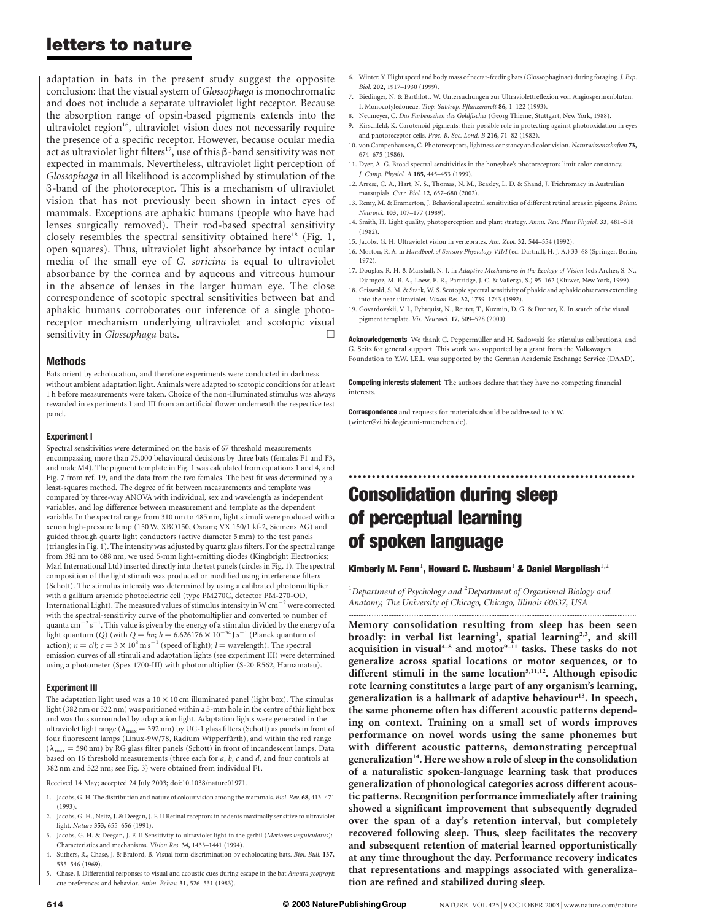adaptation in bats in the present study suggest the opposite conclusion: that the visual system of *Glossophaga* is monochromatic and does not include a separate ultraviolet light receptor. Because the absorption range of opsin-based pigments extends into the ultraviolet region[16], ultraviolet vision does not necessarily require the presence of a specific receptor. However, because ocular media act as ultraviolet light filters[17], use of this β-band sensitivity was not expected in mammals. Nevertheless, ultraviolet light perception of *Glossophaga* in all likelihood is accomplished by stimulation of the β-band of the photoreceptor. This is a mechanism of ultraviolet vision that has not previously been shown in intact eyes of mammals. Exceptions are aphakic humans (people who have had lenses surgically removed). Their rod-based spectral sensitivity closely resembles the spectral sensitivity obtained here[18] (Fig. 1, open squares). Thus, ultraviolet light absorbance by intact ocular media of the small eye of *G. soricina* is equal to ultraviolet absorbance by the cornea and by aqueous and vitreous humour in the absence of lenses in the larger human eye. The close correspondence of scotopic spectral sensitivities between bat and aphakic humans corroborates our inference of a single photoreceptor mechanism underlying ultraviolet and scotopic visual sensitivity in *Glossophaga* bats. □

## Methods

Bats orient by echolocation, and therefore experiments were conducted in darkness without ambient adaptation light. Animals were adapted to scotopic conditions for at least 1 h before measurements were taken. Choice of the non-illuminated stimulus was always rewarded in experiments I and III from an artificial flower underneath the respective test panel.

### Experiment I

Spectral sensitivities were determined on the basis of 67 threshold measurements encompassing more than 75,000 behavioural decisions by three bats (females F1 and F3, and male M4). The pigment template in Fig. 1 was calculated from equations 1 and 4, and Fig. 7 from ref. 19, and the data from the two females. The best fit was determined by a least-squares method. The degree of fit between measurements and template was compared by three-way ANOVA with individual, sex and wavelength as independent variables, and log difference between measurement and template as the dependent variable. In the spectral range from 310 nm to 485 nm, light stimuli were produced with a xenon high-pressure lamp (150 W, XBO150, Osram; VX 150/1 kf-2, Siemens AG) and guided through quartz light conductors (active diameter 5 mm) to the test panels (triangles in Fig. 1). The intensity was adjusted by quartz glass filters. For the spectral range from 382 nm to 688 nm, we used 5-mm light-emitting diodes (Kingbright Electronics; Marl International Ltd) inserted directly into the test panels (circles in Fig. 1). The spectral composition of the light stimuli was produced or modified using interference filters (Schott). The stimulus intensity was determined by using a calibrated photomultiplier with a gallium arsenide photoelectric cell (type PM270C, detector PM-270-OD, International Light). The measured values of stimulus intensity in W $cm^{-2}$ were corrected with the spectral-sensitivity curve of the photomultiplier and converted to number of quanta $cm^{-2}s^{-1}$. This value is given by the energy of a stimulus divided by the energy of a light quantum ($Q$) (with $Q = hn$; $h = 6.626176 \times 10^{-34}$ J $s^{-1}$ (Planck quantum of action); $n = c/l$; $c = 3 \times 10^{8}$ m $s^{-1}$ (speed of light); $l$ = wavelength). The spectral emission curves of all stimuli and adaptation lights (see experiment III) were determined using a photometer (Spex 1700-III) with photomultiplier (S-20 R562, Hamamatsu).

### Experiment III

The adaptation light used was a 10 × 10 cm illuminated panel (light box). The stimulus light (382 nm or 522 nm) was positioned within a 5-mm hole in the centre of this light box and was thus surrounded by adaptation light. Adaptation lights were generated in the ultraviolet light range ($\lambda_{max}$ = 392 nm) by UG-1 glass filters (Schott) as panels in front of four fluorescent lamps (Linux-9W/78, Radium Wipperfürth), and within the red range ($\lambda_{max}$ = 590 nm) by RG glass filter panels (Schott) in front of incandescent lamps. Data based on 16 threshold measurements (three each for *a*, *b*, *c* and *d*, and four controls at 382 nm and 522 nm; see Fig. 3) were obtained from individual F1.

Received 14 May; accepted 24 July 2003; doi:10.1038/nature01971.

1. Jacobs, G. H. The distribution and nature of colour vision among the mammals. *Biol. Rev.* **68,** 413–471 (1993).
2. Jacobs, G. H., Neitz, J. & Deegan, J. F. II Retinal receptors in rodents maximally sensitive to ultraviolet light. *Nature* **353,** 655–656 (1991).
3. Jacobs, G. H. & Deegan, J. F. II Sensitivity to ultraviolet light in the gerbil (*Meriones unguiculatus*): Characteristics and mechanisms. *Vision Res.* **34,** 1433–1441 (1994).
4. Suthers, R., Chase, J. & Braford, B. Visual form discrimination by echolocating bats. *Biol. Bull.* **137,** 535–546 (1969).
5. Chase, J. Differential responses to visual and acoustic cues during escape in the bat *Anoura geoffroyi*: cue preferences and behavior. *Anim. Behav.* **31,** 526–531 (1983).
6. Winter, Y. Flight speed and body mass of nectar-feeding bats (Glossophaginae) during foraging. *J. Exp. Biol.* **202,** 1917–1930 (1999).
7. Biedinger, N. & Barthlott, W. Untersuchungen zur Ultraviolettreflexion von Angiospermenblüten. I. Monocotyledoneae. *Trop. Subtrop. Pflanzenwelt* **86,** 1–122 (1993).
8. Neumeyer, C. *Das Farbensehen des Goldfisches* (Georg Thieme, Stuttgart, New York, 1988).
9. Kirschfeld, K. Carotenoid pigments: their possible role in protecting against photooxidation in eyes and photoreceptor cells. *Proc. R. Soc. Lond. B* **216,** 71–82 (1982).
10. von Campenhausen, C. Photoreceptors, lightness constancy and color vision. *Naturwissenschaften* **73,** 674–675 (1986).
11. Dyer, A. G. Broad spectral sensitivities in the honeybee's photoreceptors limit color constancy. *J. Comp. Physiol. A* **185,** 445–453 (1999).
12. Arrese, C. A., Hart, N. S., Thomas, N. M., Beazley, L. D. & Shand, J. Trichromacy in Australian marsupials. *Curr. Biol.* **12,** 657–680 (2002).
13. Remy, M. & Emmerton, J. Behavioral spectral sensitivities of different retinal areas in pigeons. *Behav. Neurosci.* **103,** 107–177 (1989).
14. Smith, H. Light quality, photoperception and plant strategy. *Annu. Rev. Plant Physiol.* **33,** 481–518 (1982).
15. Jacobs, G. H. Ultraviolet vision in vertebrates. *Am. Zool.* **32,** 544–554 (1992).
16. Morton, R. A. in *Handbook of Sensory Physiology VII/I* (ed. Dartnall, H. J. A.) 33–68 (Springer, Berlin, 1972).
17. Douglas, R. H. & Marshall, N. J. in *Adaptive Mechanisms in the Ecology of Vision* (eds Archer, S. N., Djamgoz, M. B. A., Loew, E. R., Partridge, J. C. & Vallerga, S.) 95–162 (Kluwer, New York, 1999).
18. Griswold, S. M. & Stark, W. S. Scotopic spectral sensitivity of phakic and aphakic observers extending into the near ultraviolet. *Vision Res.* **32,** 1739–1743 (1992).
19. Govardovskii, V. I., Fyhrquist, N., Reuter, T., Kuzmin, D. G. & Donner, K. In search of the visual pigment template. *Vis. Neurosci.* **17,** 509–528 (2000).

**Acknowledgements** We thank C. Peppermüller and H. Sadowski for stimulus calibrations, and G. Seitz for general support. This work was supported by a grant from the Volkswagen Foundation to Y.W. J.E.L. was supported by the German Academic Exchange Service (DAAD).

**Competing interests statement** The authors declare that they have no competing financial interests.

**Correspondence** and requests for materials should be addressed to Y.W. (winter@zi.biologie.uni-muenchen.de).

# Consolidation during sleep of perceptual learning of spoken language

**Kimberly M. Fenn[1], Howard C. Nusbaum[1] & Daniel Margoliash[1,2]**

[1]*Department of Psychology and* [2]*Department of Organismal Biology and Anatomy, The University of Chicago, Chicago, Illinois 60637, USA*

**Memory consolidation resulting from sleep has been seen broadly: in verbal list learning[1], spatial learning[2,3], and skill acquisition in visual[4–8] and motor[9–11] tasks. These tasks do not generalize across spatial locations or motor sequences, or to different stimuli in the same location[5,11,12]. Although episodic rote learning constitutes a large part of any organism's learning, generalization is a hallmark of adaptive behaviour[13]. In speech, the same phoneme often has different acoustic patterns depending on context. Training on a small set of words improves performance on novel words using the same phonemes but with different acoustic patterns, demonstrating perceptual generalization[14]. Here we show a role of sleep in the consolidation of a naturalistic spoken-language learning task that produces generalization of phonological categories across different acoustic patterns. Recognition performance immediately after training showed a significant improvement that subsequently degraded over the span of a day's retention interval, but completely recovered following sleep. Thus, sleep facilitates the recovery and subsequent retention of material learned opportunistically at any time throughout the day. Performance recovery indicates that representations and mappings associated with generalization are refined and stabilized during sleep.**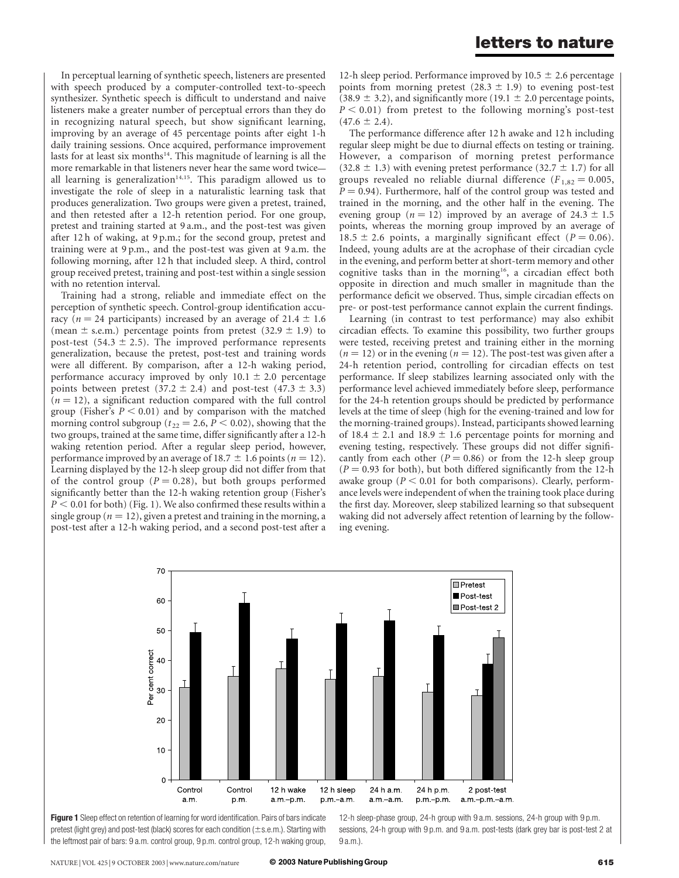In perceptual learning of synthetic speech, listeners are presented with speech produced by a computer-controlled text-to-speech synthesizer. Synthetic speech is difficult to understand and naive listeners make a greater number of perceptual errors than they do in recognizing natural speech, but show significant learning, improving by an average of 45 percentage points after eight 1-h daily training sessions. Once acquired, performance improvement lasts for at least six months[14]. This magnitude of learning is all the more remarkable in that listeners never hear the same word twice—all learning is generalization[14,15]. This paradigm allowed us to investigate the role of sleep in a naturalistic learning task that produces generalization. Two groups were given a pretest, trained, and then retested after a 12-h retention period. For one group, pretest and training started at 9 a.m., and the post-test was given after 12 h of waking, at 9 p.m.; for the second group, pretest and training were at 9 p.m., and the post-test was given at 9 a.m. the following morning, after 12 h that included sleep. A third, control group received pretest, training and post-test within a single session with no retention interval.

Training had a strong, reliable and immediate effect on the perception of synthetic speech. Control-group identification accuracy ($n = 24$ participants) increased by an average of $21.4 \pm 1.6$ (mean ± s.e.m.) percentage points from pretest ($32.9 \pm 1.9$) to post-test ($54.3 \pm 2.5$). The improved performance represents generalization, because the pretest, post-test and training words were all different. By comparison, after a 12-h waking period, performance accuracy improved by only $10.1 \pm 2.0$ percentage points between pretest ($37.2 \pm 2.4$) and post-test ($47.3 \pm 3.3$) ($n = 12$), a significant reduction compared with the full control group (Fisher's $P < 0.01$) and by comparison with the matched morning control subgroup ($t_{22} = 2.6$, $P < 0.02$), showing that the two groups, trained at the same time, differ significantly after a 12-h waking retention period. After a regular sleep period, however, performance improved by an average of $18.7 \pm 1.6$ points ($n = 12$). Learning displayed by the 12-h sleep group did not differ from that of the control group ($P = 0.28$), but both groups performed significantly better than the 12-h waking retention group (Fisher's $P < 0.01$ for both) (Fig. 1). We also confirmed these results within a single group ($n = 12$), given a pretest and training in the morning, a post-test after a 12-h waking period, and a second post-test after a 12-h sleep period. Performance improved by $10.5 \pm 2.6$ percentage points from morning pretest ($28.3 \pm 1.9$) to evening post-test ($38.9 \pm 3.2$), and significantly more ($19.1 \pm 2.0$ percentage points, $P < 0.01$) from pretest to the following morning's post-test ($47.6 \pm 2.4$).

The performance difference after 12 h awake and 12 h including regular sleep might be due to diurnal effects on testing or training. However, a comparison of morning pretest performance ($32.8 \pm 1.3$) with evening pretest performance ($32.7 \pm 1.7$) for all groups revealed no reliable diurnal difference ($F_{1,82} = 0.005$, $P = 0.94$). Furthermore, half of the control group was tested and trained in the morning, and the other half in the evening. The evening group ($n = 12$) improved by an average of $24.3 \pm 1.5$ points, whereas the morning group improved by an average of $18.5 \pm 2.6$ points, a marginally significant effect ($P = 0.06$). Indeed, young adults are at the acrophase of their circadian cycle in the evening, and perform better at short-term memory and other cognitive tasks than in the morning[16], a circadian effect both opposite in direction and much smaller in magnitude than the performance deficit we observed. Thus, simple circadian effects on pre- or post-test performance cannot explain the current findings.

Learning (in contrast to test performance) may also exhibit circadian effects. To examine this possibility, two further groups were tested, receiving pretest and training either in the morning ($n = 12$) or in the evening ($n = 12$). The post-test was given after a 24-h retention period, controlling for circadian effects on test performance. If sleep stabilizes learning associated only with the performance level achieved immediately before sleep, performance for the 24-h retention groups should be predicted by performance levels at the time of sleep (high for the evening-trained and low for the morning-trained groups). Instead, participants showed learning of $18.4 \pm 2.1$ and $18.9 \pm 1.6$ percentage points for morning and evening testing, respectively. These groups did not differ significantly from each other ($P = 0.86$) or from the 12-h sleep group ($P = 0.93$ for both), but both differed significantly from the 12-h awake group ($P < 0.01$ for both comparisons). Clearly, performance levels were independent of when the training took place during the first day. Moreover, sleep stabilized learning so that subsequent waking did not adversely affect retention of learning by the following evening.

**Figure 1** Sleep effect on retention of learning for word identification. Pairs of bars indicate pretest (light grey) and post-test (black) scores for each condition (±s.e.m.). Starting with the leftmost pair of bars: 9 a.m. control group, 9 p.m. control group, 12-h waking group, 12-h sleep-phase group, 24-h group with 9 a.m. sessions, 24-h group with 9 p.m. sessions, 24-h group with 9 p.m. and 9 a.m. post-tests (dark grey bar is post-test 2 at 9 a.m.).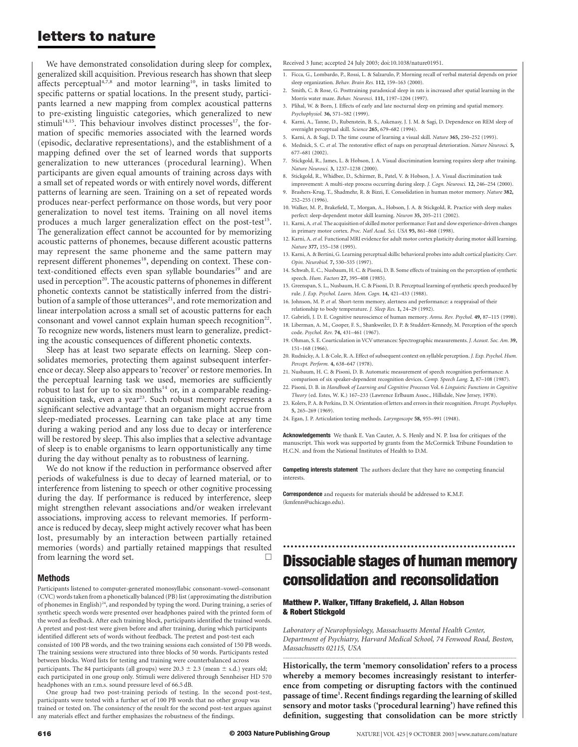We have demonstrated consolidation during sleep for complex, generalized skill acquisition. Previous research has shown that sleep affects perceptual[4,7,8] and motor learning[10], in tasks limited to specific patterns or spatial locations. In the present study, participants learned a new mapping from complex acoustical patterns to pre-existing linguistic categories, which generalized to new stimuli[14,15]. This behaviour involves distinct processes[17], the formation of specific memories associated with the learned words (episodic, declarative representations), and the establishment of a mapping defined over the set of learned words that supports generalization to new utterances (procedural learning). When participants are given equal amounts of training across days with a small set of repeated words or with entirely novel words, different patterns of learning are seen. Training on a set of repeated words produces near-perfect performance on those words, but very poor generalization to novel test items. Training on all novel items produces a much larger generalization effect on the post-test[15]. The generalization effect cannot be accounted for by memorizing acoustic patterns of phonemes, because different acoustic patterns may represent the same phoneme and the same pattern may represent different phonemes[18], depending on context. These context-conditioned effects even span syllable boundaries[19] and are used in perception[20]. The acoustic patterns of phonemes in different phonetic contexts cannot be statistically inferred from the distribution of a sample of those utterances[21], and rote memorization and linear interpolation across a small set of acoustic patterns for each consonant and vowel cannot explain human speech recognition[22]. To recognize new words, listeners must learn to generalize, predicting the acoustic consequences of different phonetic contexts.

Sleep has at least two separate effects on learning. Sleep consolidates memories, protecting them against subsequent interference or decay. Sleep also appears to 'recover' or restore memories. In the perceptual learning task we used, memories are sufficiently robust to last for up to six months[14] or, in a comparable reading-acquisition task, even a year[23]. Such robust memory represents a significant selective advantage that an organism might accrue from sleep-mediated processes. Learning can take place at any time during a waking period and any loss due to decay or interference will be restored by sleep. This also implies that a selective advantage of sleep is to enable organisms to learn opportunistically any time during the day without penalty as to robustness of learning.

We do not know if the reduction in performance observed after periods of wakefulness is due to decay of learned material, or to interference from listening to speech or other cognitive processing during the day. If performance is reduced by interference, sleep might strengthen relevant associations and/or weaken irrelevant associations, improving access to relevant memories. If performance is reduced by decay, sleep might actively recover what has been lost, presumably by an interaction between partially retained memories (words) and partially retained mappings that resulted from learning the word set. □

## Methods

Participants listened to computer-generated monosyllabic consonant–vowel–consonant (CVC) words taken from a phonetically balanced (PB) list (approximating the distribution of phonemes in English)[24], and responded by typing the word. During training, a series of synthetic speech words were presented over headphones paired with the printed form of the word as feedback. After each training block, participants identified the trained words. A pretest and post-test were given before and after training, during which participants identified different sets of words without feedback. The pretest and post-test each consisted of 100 PB words, and the two training sessions each consisted of 150 PB words. The training sessions were structured into three blocks of 50 words. Participants rested between blocks. Word lists for testing and training were counterbalanced across participants. The 84 participants (all groups) were 20.3 ± 2.3 (mean ± s.d.) years old; each participated in one group only. Stimuli were delivered through Sennheiser HD 570 headphones with an r.m.s. sound pressure level of 66.5 dB.

One group had two post-training periods of testing. In the second post-test, participants were tested with a further set of 100 PB words that no other group was trained or tested on. The consistency of the result for the second post-test argues against any materials effect and further emphasizes the robustness of the findings.

Received 3 June; accepted 24 July 2003; doi:10.1038/nature01951.

1. Ficca, G., Lombardo, P., Rossi, L. & Salzarulo, P. Morning recall of verbal material depends on prior sleep organization. *Behav. Brain Res.* **112,** 159–163 (2000).
2. Smith, C. & Rose, G. Posttraining paradoxical sleep in rats is increased after spatial learning in the Morris water maze. *Behav. Neurosci.* **111,** 1197–1204 (1997).
3. Plihal, W. & Born, J. Effects of early and late nocturnal sleep on priming and spatial memory. *Psychophysiol.* **36,** 571–582 (1999).
4. Karni, A., Tanne, D., Rubenstein, B. S., Askenasy, J. J. M. & Sagi, D. Dependence on REM sleep of overnight perceptual skill. *Science* **265,** 679–682 (1994).
5. Karni, A. & Sagi, D. The time course of learning a visual skill. *Nature* **365,** 250–252 (1993).
6. Mednick, S. C. *et al.* The restorative effect of naps on perceptual deterioration. *Nature Neurosci.* **5,** 677–681 (2002).
7. Stickgold, R., James, L. & Hobson, J. A. Visual discrimination learning requires sleep after training. *Nature Neurosci.* **3,** 1237–1238 (2000).
8. Stickgold, R., Whidbee, D., Schirmer, B., Patel, V. & Hobson, J. A. Visual discrimination task improvement: A multi-step process occurring during sleep. *J. Cogn. Neurosci.* **12,** 246–254 (2000).
9. Brashers-Krug, T., Shadmehr, R. & Bizzi, E. Consolidation in human motor memory. *Nature* **382,** 252–255 (1996).
10. Walker, M. P., Brakefield, T., Morgan, A., Hobson, J. A. & Stickgold, R. Practice with sleep makes perfect: sleep-dependent motor skill learning. *Neuron* **35,** 205–211 (2002).
11. Karni, A. *et al.* The acquisition of skilled motor performance: Fast and slow experience-driven changes in primary motor cortex. *Proc. Natl Acad. Sci. USA* **95,** 861–868 (1998).
12. Karni, A. *et al.* Functional MRI evidence for adult motor cortex plasticity during motor skill learning. *Nature* **377,** 155–158 (1995).
13. Karni, A. & Bertini, G. Learning perceptual skills: behavioral probes into adult cortical plasticity. *Curr. Opin. Neurobiol.* **7,** 530–535 (1997).
14. Schwab, E. C., Nusbaum, H. C. & Pisoni, D. B. Some effects of training on the perception of synthetic speech. *Hum. Factors* **27,** 395–408 (1985).
15. Greenspan, S. L., Nusbaum, H. C. & Pisoni, D. B. Perceptual learning of synthetic speech produced by rule. *J. Exp. Psychol. Learn. Mem. Cogn.* **14,** 421–433 (1988).
16. Johnson, M. P. *et al.* Short-term memory, alertness and performance: a reappraisal of their relationship to body temperature. *J. Sleep Res.* **1,** 24–29 (1992).
17. Gabrieli, J. D. E. Cognitive neuroscience of human memory. *Annu. Rev. Psychol.* **49,** 87–115 (1998).
18. Liberman, A. M., Cooper, F. S., Shankweiler, D. P. & Studdert-Kennedy, M. Perception of the speech code. *Psychol. Rev.* **74,** 431–461 (1967).
19. Ohman, S. E. Coarticulation in VCV utterances: Spectrographic measurements. *J. Acoust. Soc. Am.* **39,** 151–168 (1966).
20. Rudnicky, A. I. & Cole, R. A. Effect of subsequent context on syllable perception. *J. Exp. Psychol. Hum. Percept. Perform.* **4,** 638–647 (1978).
21. Nusbaum, H. C. & Pisoni, D. B. Automatic measurement of speech recognition performance: A comparison of six speaker-dependent recognition devices. *Comp. Speech Lang.* **2,** 87–108 (1987).
22. Pisoni, D. B. in *Handbook of Learning and Cognitive Processes* Vol. 6 *Linguistic Functions in Cognitive Theory* (ed. Estes, W. K.) 167–233 (Lawrence Erlbaum Assoc., Hillsdale, New Jersey, 1978).
23. Kolers, P. A. & Perkins, D. N. Orientation of letters and errors in their recognition. *Percept. Psychophys.* **5,** 265–269 (1969).
24. Egan, J. P. Articulation testing methods. *Laryngoscope* **58,** 955–991 (1948).

**Acknowledgements** We thank E. Van Cauter, A. S. Henly and N. P. Issa for critiques of the manuscript. This work was supported by grants from the McCormick Tribune Foundation to H.C.N. and from the National Institutes of Health to D.M.

**Competing interests statement** The authors declare that they have no competing financial interests.

**Correspondence** and requests for materials should be addressed to K.M.F. (kmfenn@uchicago.edu).

# Dissociable stages of human memory consolidation and reconsolidation

**Matthew P. Walker, Tiffany Brakefield, J. Allan Hobson & Robert Stickgold**

*Laboratory of Neurophysiology, Massachusetts Mental Health Center, Department of Psychiatry, Harvard Medical School, 74 Fenwood Road, Boston, Massachusetts 02115, USA*

**Historically, the term 'memory consolidation' refers to a process whereby a memory becomes increasingly resistant to interference from competing or disrupting factors with the continued passage of time[1]. Recent findings regarding the learning of skilled sensory and motor tasks ('procedural learning') have refined this definition, suggesting that consolidation can be more strictly**